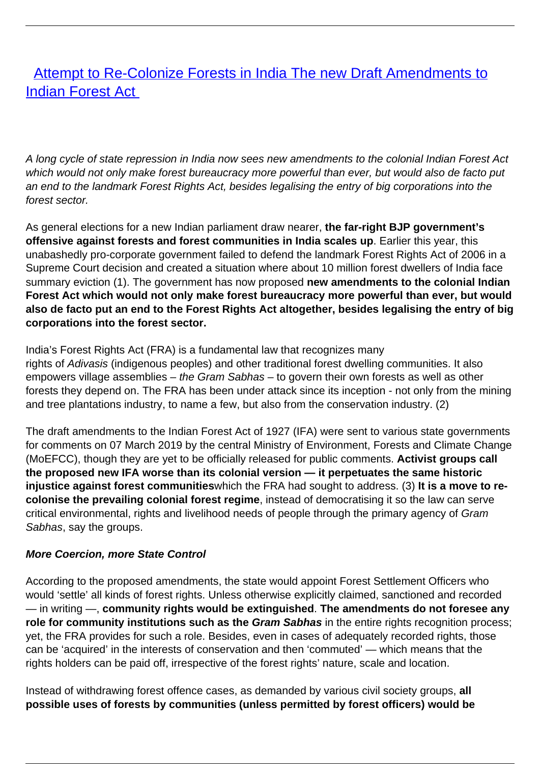# [Attempt to Re-Colonize Forests in India The new Draft Amendments to Indian Forest Act](#)

*A long cycle of state repression in India now sees new amendments to the colonial Indian Forest Act which would not only make forest bureaucracy more powerful than ever, but would also de facto put an end to the landmark Forest Rights Act, besides legalising the entry of big corporations into the forest sector.*

As general elections for a new Indian parliament draw nearer, **the far-right BJP government's offensive against forests and forest communities in India scales up**. Earlier this year, this unabashedly pro-corporate government failed to defend the landmark Forest Rights Act of 2006 in a Supreme Court decision and created a situation where about 10 million forest dwellers of India face summary eviction (1). The government has now proposed **new amendments to the colonial Indian Forest Act which would not only make forest bureaucracy more powerful than ever, but would also de facto put an end to the Forest Rights Act altogether, besides legalising the entry of big corporations into the forest sector.**

India's Forest Rights Act (FRA) is a fundamental law that recognizes many rights of *Adivasis* (indigenous peoples) and other traditional forest dwelling communities. It also empowers village assemblies – *the Gram Sabhas* – to govern their own forests as well as other forests they depend on. The FRA has been under attack since its inception - not only from the mining and tree plantations industry, to name a few, but also from the conservation industry. (2)

The draft amendments to the Indian Forest Act of 1927 (IFA) were sent to various state governments for comments on 07 March 2019 by the central Ministry of Environment, Forests and Climate Change (MoEFCC), though they are yet to be officially released for public comments. **Activist groups call the proposed new IFA worse than its colonial version — it perpetuates the same historic injustice against forest communities**which the FRA had sought to address. (3) **It is a move to re-colonise the prevailing colonial forest regime**, instead of democratising it so the law can serve critical environmental, rights and livelihood needs of people through the primary agency of *Gram Sabhas*, say the groups.

***More Coercion, more State Control***

According to the proposed amendments, the state would appoint Forest Settlement Officers who would 'settle' all kinds of forest rights. Unless otherwise explicitly claimed, sanctioned and recorded — in writing —, **community rights would be extinguished**. **The amendments do not foresee any role for community institutions such as the *Gram Sabhas*** in the entire rights recognition process; yet, the FRA provides for such a role. Besides, even in cases of adequately recorded rights, those can be 'acquired' in the interests of conservation and then 'commuted' — which means that the rights holders can be paid off, irrespective of the forest rights' nature, scale and location.

Instead of withdrawing forest offence cases, as demanded by various civil society groups, **all possible uses of forests by communities (unless permitted by forest officers) would be**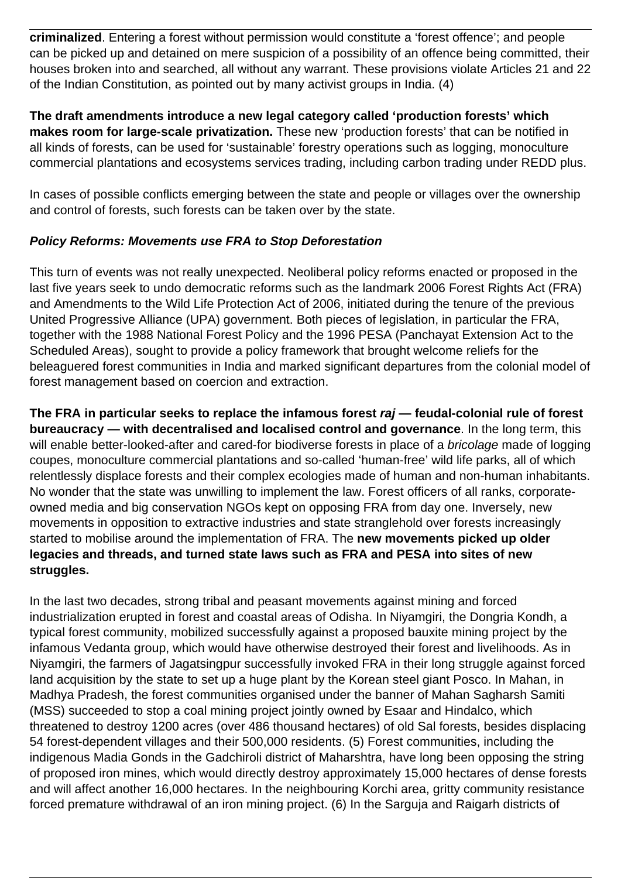**criminalized**. Entering a forest without permission would constitute a 'forest offence'; and people can be picked up and detained on mere suspicion of a possibility of an offence being committed, their houses broken into and searched, all without any warrant. These provisions violate Articles 21 and 22 of the Indian Constitution, as pointed out by many activist groups in India. (4)

**The draft amendments introduce a new legal category called 'production forests' which makes room for large-scale privatization.** These new 'production forests' that can be notified in all kinds of forests, can be used for 'sustainable' forestry operations such as logging, monoculture commercial plantations and ecosystems services trading, including carbon trading under REDD plus.

In cases of possible conflicts emerging between the state and people or villages over the ownership and control of forests, such forests can be taken over by the state.

### ***Policy Reforms: Movements use FRA to Stop Deforestation***

This turn of events was not really unexpected. Neoliberal policy reforms enacted or proposed in the last five years seek to undo democratic reforms such as the landmark 2006 Forest Rights Act (FRA) and Amendments to the Wild Life Protection Act of 2006, initiated during the tenure of the previous United Progressive Alliance (UPA) government. Both pieces of legislation, in particular the FRA, together with the 1988 National Forest Policy and the 1996 PESA (Panchayat Extension Act to the Scheduled Areas), sought to provide a policy framework that brought welcome reliefs for the beleaguered forest communities in India and marked significant departures from the colonial model of forest management based on coercion and extraction.

**The FRA in particular seeks to replace the infamous forest *raj* — feudal-colonial rule of forest bureaucracy — with decentralised and localised control and governance**. In the long term, this will enable better-looked-after and cared-for biodiverse forests in place of a *bricolage* made of logging coupes, monoculture commercial plantations and so-called 'human-free' wild life parks, all of which relentlessly displace forests and their complex ecologies made of human and non-human inhabitants. No wonder that the state was unwilling to implement the law. Forest officers of all ranks, corporate-owned media and big conservation NGOs kept on opposing FRA from day one. Inversely, new movements in opposition to extractive industries and state stranglehold over forests increasingly started to mobilise around the implementation of FRA. The **new movements picked up older legacies and threads, and turned state laws such as FRA and PESA into sites of new struggles.**

In the last two decades, strong tribal and peasant movements against mining and forced industrialization erupted in forest and coastal areas of Odisha. In Niyamgiri, the Dongria Kondh, a typical forest community, mobilized successfully against a proposed bauxite mining project by the infamous Vedanta group, which would have otherwise destroyed their forest and livelihoods. As in Niyamgiri, the farmers of Jagatsingpur successfully invoked FRA in their long struggle against forced land acquisition by the state to set up a huge plant by the Korean steel giant Posco. In Mahan, in Madhya Pradesh, the forest communities organised under the banner of Mahan Sagharsh Samiti (MSS) succeeded to stop a coal mining project jointly owned by Esaar and Hindalco, which threatened to destroy 1200 acres (over 486 thousand hectares) of old Sal forests, besides displacing 54 forest-dependent villages and their 500,000 residents. (5) Forest communities, including the indigenous Madia Gonds in the Gadchiroli district of Maharshtra, have long been opposing the string of proposed iron mines, which would directly destroy approximately 15,000 hectares of dense forests and will affect another 16,000 hectares. In the neighbouring Korchi area, gritty community resistance forced premature withdrawal of an iron mining project. (6) In the Sarguja and Raigarh districts of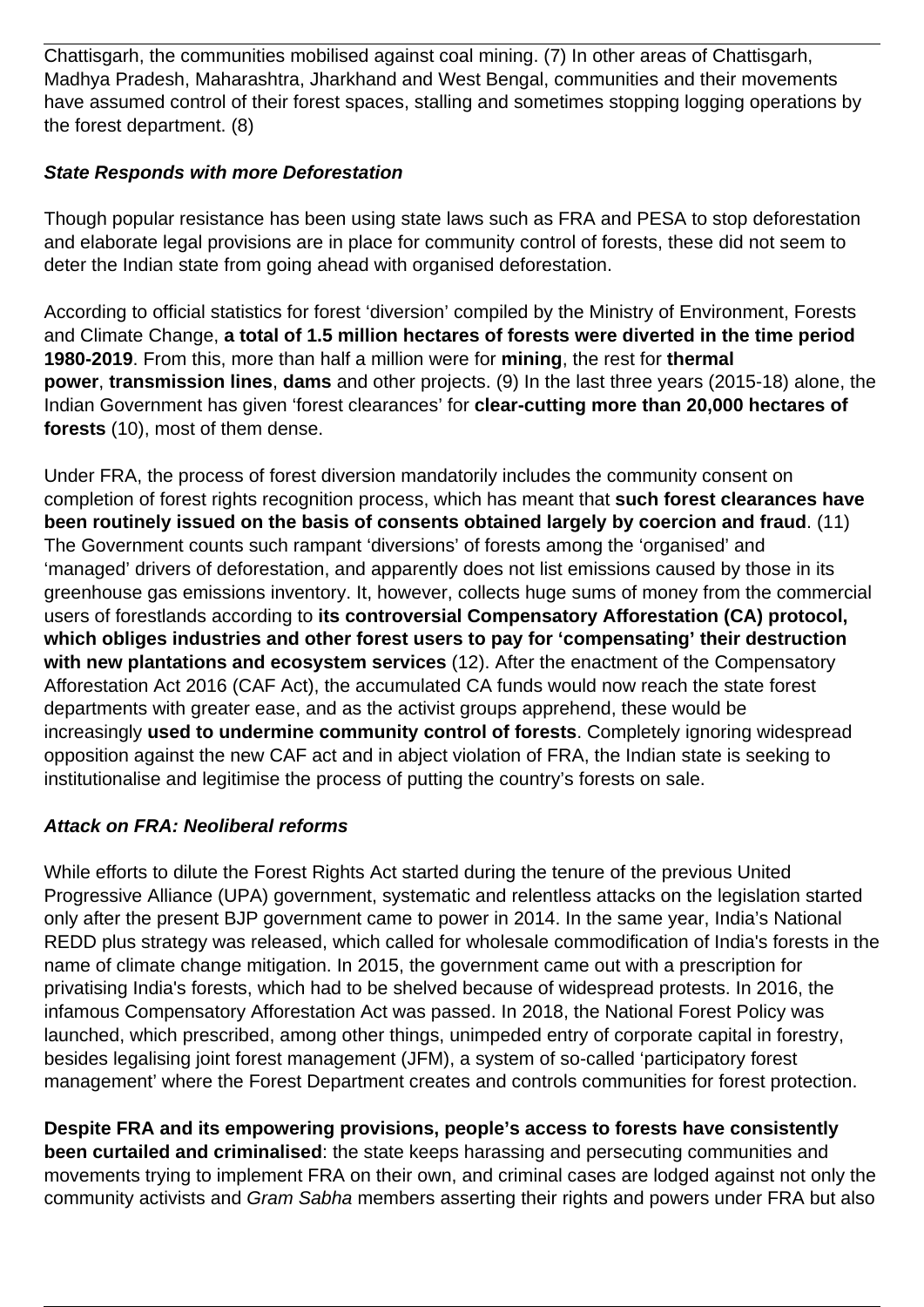Chattisgarh, the communities mobilised against coal mining. (7) In other areas of Chattisgarh, Madhya Pradesh, Maharashtra, Jharkhand and West Bengal, communities and their movements have assumed control of their forest spaces, stalling and sometimes stopping logging operations by the forest department. (8)

***State Responds with more Deforestation***

Though popular resistance has been using state laws such as FRA and PESA to stop deforestation and elaborate legal provisions are in place for community control of forests, these did not seem to deter the Indian state from going ahead with organised deforestation.

According to official statistics for forest 'diversion' compiled by the Ministry of Environment, Forests and Climate Change, **a total of 1.5 million hectares of forests were diverted in the time period 1980-2019**. From this, more than half a million were for **mining**, the rest for **thermal power**, **transmission lines**, **dams** and other projects. (9) In the last three years (2015-18) alone, the Indian Government has given 'forest clearances' for **clear-cutting more than 20,000 hectares of forests** (10), most of them dense.

Under FRA, the process of forest diversion mandatorily includes the community consent on completion of forest rights recognition process, which has meant that **such forest clearances have been routinely issued on the basis of consents obtained largely by coercion and fraud**. (11) The Government counts such rampant 'diversions' of forests among the 'organised' and 'managed' drivers of deforestation, and apparently does not list emissions caused by those in its greenhouse gas emissions inventory. It, however, collects huge sums of money from the commercial users of forestlands according to **its controversial Compensatory Afforestation (CA) protocol, which obliges industries and other forest users to pay for 'compensating' their destruction with new plantations and ecosystem services** (12). After the enactment of the Compensatory Afforestation Act 2016 (CAF Act), the accumulated CA funds would now reach the state forest departments with greater ease, and as the activist groups apprehend, these would be increasingly **used to undermine community control of forests**. Completely ignoring widespread opposition against the new CAF act and in abject violation of FRA, the Indian state is seeking to institutionalise and legitimise the process of putting the country's forests on sale.

***Attack on FRA: Neoliberal reforms***

While efforts to dilute the Forest Rights Act started during the tenure of the previous United Progressive Alliance (UPA) government, systematic and relentless attacks on the legislation started only after the present BJP government came to power in 2014. In the same year, India's National REDD plus strategy was released, which called for wholesale commodification of India's forests in the name of climate change mitigation. In 2015, the government came out with a prescription for privatising India's forests, which had to be shelved because of widespread protests. In 2016, the infamous Compensatory Afforestation Act was passed. In 2018, the National Forest Policy was launched, which prescribed, among other things, unimpeded entry of corporate capital in forestry, besides legalising joint forest management (JFM), a system of so-called 'participatory forest management' where the Forest Department creates and controls communities for forest protection.

**Despite FRA and its empowering provisions, people's access to forests have consistently been curtailed and criminalised**: the state keeps harassing and persecuting communities and movements trying to implement FRA on their own, and criminal cases are lodged against not only the community activists and *Gram Sabha* members asserting their rights and powers under FRA but also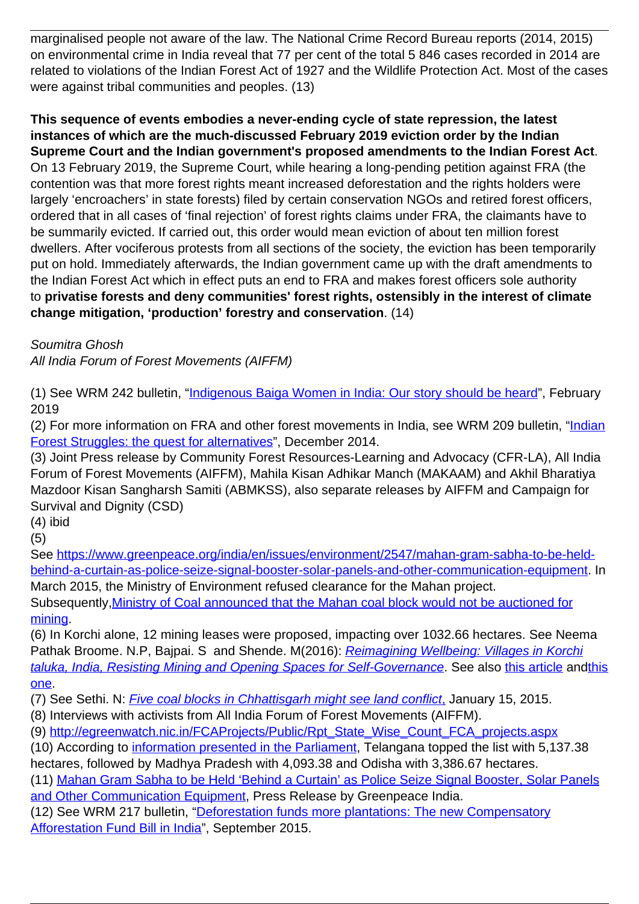marginalised people not aware of the law. The National Crime Record Bureau reports (2014, 2015) on environmental crime in India reveal that 77 per cent of the total 5 846 cases recorded in 2014 are related to violations of the Indian Forest Act of 1927 and the Wildlife Protection Act. Most of the cases were against tribal communities and peoples. (13)

**This sequence of events embodies a never-ending cycle of state repression, the latest instances of which are the much-discussed February 2019 eviction order by the Indian Supreme Court and the Indian government's proposed amendments to the Indian Forest Act**. On 13 February 2019, the Supreme Court, while hearing a long-pending petition against FRA (the contention was that more forest rights meant increased deforestation and the rights holders were largely 'encroachers' in state forests) filed by certain conservation NGOs and retired forest officers, ordered that in all cases of 'final rejection' of forest rights claims under FRA, the claimants have to be summarily evicted. If carried out, this order would mean eviction of about ten million forest dwellers. After vociferous protests from all sections of the society, the eviction has been temporarily put on hold. Immediately afterwards, the Indian government came up with the draft amendments to the Indian Forest Act which in effect puts an end to FRA and makes forest officers sole authority to **privatise forests and deny communities' forest rights, ostensibly in the interest of climate change mitigation, 'production' forestry and conservation**. (14)

*Soumitra Ghosh*
*All India Forum of Forest Movements (AIFFM)*

(1) See WRM 242 bulletin, "Indigenous Baiga Women in India: Our story should be heard", February 2019

(2) For more information on FRA and other forest movements in India, see WRM 209 bulletin, "Indian Forest Struggles: the quest for alternatives", December 2014.

(3) Joint Press release by Community Forest Resources-Learning and Advocacy (CFR-LA), All India Forum of Forest Movements (AIFFM), Mahila Kisan Adhikar Manch (MAKAAM) and Akhil Bharatiya Mazdoor Kisan Sangharsh Samiti (ABMKSS), also separate releases by AIFFM and Campaign for Survival and Dignity (CSD)

(4) ibid

(5) See https://www.greenpeace.org/india/en/issues/environment/2547/mahan-gram-sabha-to-be-held-behind-a-curtain-as-police-seize-signal-booster-solar-panels-and-other-communication-equipment. In March 2015, the Ministry of Environment refused clearance for the Mahan project. Subsequently,Ministry of Coal announced that the Mahan coal block would not be auctioned for mining.

(6) In Korchi alone, 12 mining leases were proposed, impacting over 1032.66 hectares. See Neema Pathak Broome. N.P, Bajpai. S and Shende. M(2016): *Reimagining Wellbeing: Villages in Korchi taluka, India, Resisting Mining and Opening Spaces for Self-Governance*. See also this article andthis one.

(7) See Sethi. N: *Five coal blocks in Chhattisgarh might see land conflict*, January 15, 2015.

(8) Interviews with activists from All India Forum of Forest Movements (AIFFM).

(9) http://egreenwatch.nic.in/FCAProjects/Public/Rpt_State_Wise_Count_FCA_projects.aspx

(10) According to information presented in the Parliament, Telangana topped the list with 5,137.38 hectares, followed by Madhya Pradesh with 4,093.38 and Odisha with 3,386.67 hectares.

(11) Mahan Gram Sabha to be Held 'Behind a Curtain' as Police Seize Signal Booster, Solar Panels and Other Communication Equipment, Press Release by Greenpeace India.

(12) See WRM 217 bulletin, "Deforestation funds more plantations: The new Compensatory Afforestation Fund Bill in India", September 2015.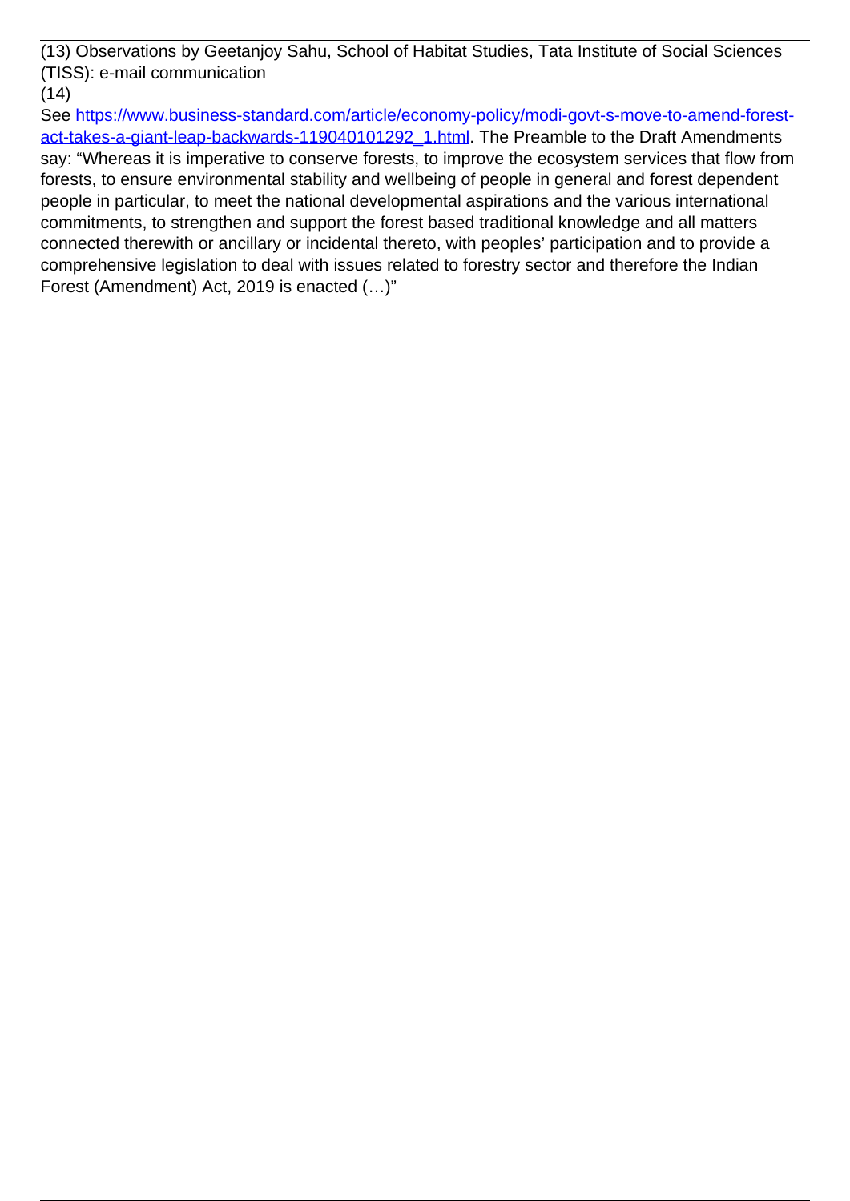(13) Observations by Geetanjoy Sahu, School of Habitat Studies, Tata Institute of Social Sciences (TISS): e-mail communication

(14)

See [https://www.business-standard.com/article/economy-policy/modi-govt-s-move-to-amend-forest-act-takes-a-giant-leap-backwards-119040101292_1.html](https://www.business-standard.com/article/economy-policy/modi-govt-s-move-to-amend-forest-act-takes-a-giant-leap-backwards-119040101292_1.html). The Preamble to the Draft Amendments say: "Whereas it is imperative to conserve forests, to improve the ecosystem services that flow from forests, to ensure environmental stability and wellbeing of people in general and forest dependent people in particular, to meet the national developmental aspirations and the various international commitments, to strengthen and support the forest based traditional knowledge and all matters connected therewith or ancillary or incidental thereto, with peoples' participation and to provide a comprehensive legislation to deal with issues related to forestry sector and therefore the Indian Forest (Amendment) Act, 2019 is enacted (…)"